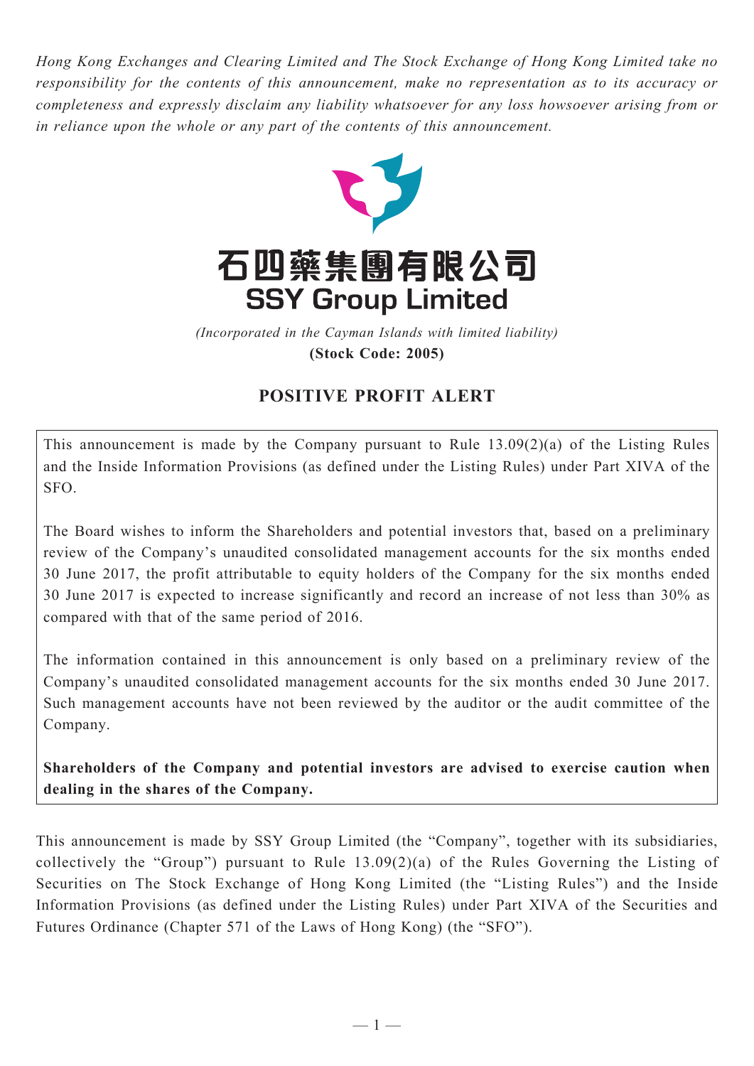*Hong Kong Exchanges and Clearing Limited and The Stock Exchange of Hong Kong Limited take no responsibility for the contents of this announcement, make no representation as to its accuracy or completeness and expressly disclaim any liability whatsoever for any loss howsoever arising from or in reliance upon the whole or any part of the contents of this announcement.*

# 石四藥集團有限公司
# SSY Group Limited

*(Incorporated in the Cayman Islands with limited liability)*

**(Stock Code: 2005)**

## POSITIVE PROFIT ALERT

This announcement is made by the Company pursuant to Rule 13.09(2)(a) of the Listing Rules and the Inside Information Provisions (as defined under the Listing Rules) under Part XIVA of the SFO.

The Board wishes to inform the Shareholders and potential investors that, based on a preliminary review of the Company's unaudited consolidated management accounts for the six months ended 30 June 2017, the profit attributable to equity holders of the Company for the six months ended 30 June 2017 is expected to increase significantly and record an increase of not less than 30% as compared with that of the same period of 2016.

The information contained in this announcement is only based on a preliminary review of the Company's unaudited consolidated management accounts for the six months ended 30 June 2017. Such management accounts have not been reviewed by the auditor or the audit committee of the Company.

**Shareholders of the Company and potential investors are advised to exercise caution when dealing in the shares of the Company.**

This announcement is made by SSY Group Limited (the "Company", together with its subsidiaries, collectively the "Group") pursuant to Rule 13.09(2)(a) of the Rules Governing the Listing of Securities on The Stock Exchange of Hong Kong Limited (the "Listing Rules") and the Inside Information Provisions (as defined under the Listing Rules) under Part XIVA of the Securities and Futures Ordinance (Chapter 571 of the Laws of Hong Kong) (the "SFO").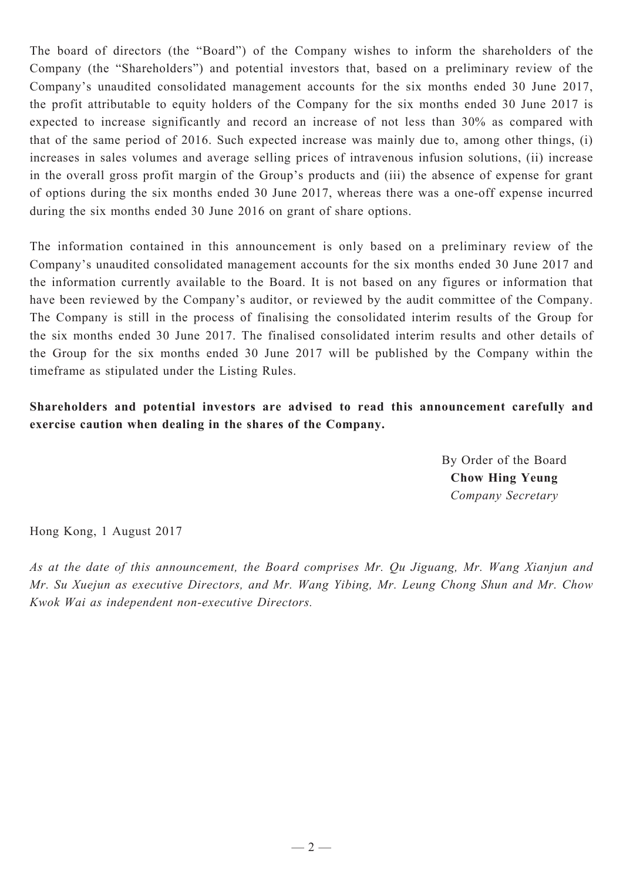The board of directors (the "Board") of the Company wishes to inform the shareholders of the Company (the "Shareholders") and potential investors that, based on a preliminary review of the Company's unaudited consolidated management accounts for the six months ended 30 June 2017, the profit attributable to equity holders of the Company for the six months ended 30 June 2017 is expected to increase significantly and record an increase of not less than 30% as compared with that of the same period of 2016. Such expected increase was mainly due to, among other things, (i) increases in sales volumes and average selling prices of intravenous infusion solutions, (ii) increase in the overall gross profit margin of the Group's products and (iii) the absence of expense for grant of options during the six months ended 30 June 2017, whereas there was a one-off expense incurred during the six months ended 30 June 2016 on grant of share options.

The information contained in this announcement is only based on a preliminary review of the Company's unaudited consolidated management accounts for the six months ended 30 June 2017 and the information currently available to the Board. It is not based on any figures or information that have been reviewed by the Company's auditor, or reviewed by the audit committee of the Company. The Company is still in the process of finalising the consolidated interim results of the Group for the six months ended 30 June 2017. The finalised consolidated interim results and other details of the Group for the six months ended 30 June 2017 will be published by the Company within the timeframe as stipulated under the Listing Rules.

**Shareholders and potential investors are advised to read this announcement carefully and exercise caution when dealing in the shares of the Company.**

By Order of the Board
**Chow Hing Yeung**
*Company Secretary*

Hong Kong, 1 August 2017

*As at the date of this announcement, the Board comprises Mr. Qu Jiguang, Mr. Wang Xianjun and Mr. Su Xuejun as executive Directors, and Mr. Wang Yibing, Mr. Leung Chong Shun and Mr. Chow Kwok Wai as independent non-executive Directors.*